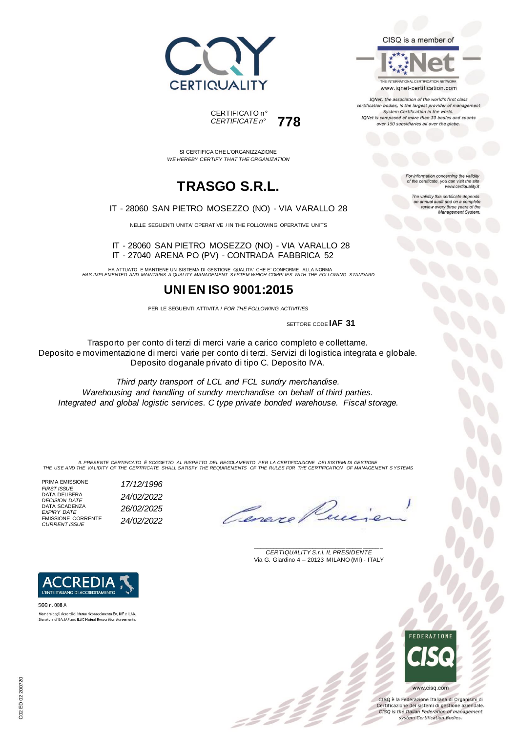CERTIQUALITY

CISQ is a member of

IQNet

THE INTERNATIONAL CERTIFICATION NETWORK

www.iqnet-certification.com

*IQNet, the association of the world's first class certification bodies, is the largest provider of management System Certification in the world. IQNet is composed of more than 30 bodies and counts over 150 subsidiaries all over the globe.*

CERTIFICATO n°
*CERTIFICATE n°* **778**

SI CERTIFICA CHE L'ORGANIZZAZIONE
*WE HEREBY CERTIFY THAT THE ORGANIZATION*

*For information concerning the validity of the certificate, you can visit the site www.certiquality.it*

*The validity this certificate depends on annual audit and on a complete review every three years of the Management System.*

# TRASGO S.R.L.

IT - 28060 SAN PIETRO MOSEZZO (NO) - VIA VARALLO 28

NELLE SEGUENTI UNITA' OPERATIVE / IN THE FOLLOWING OPERATIVE UNITS

IT - 28060 SAN PIETRO MOSEZZO (NO) - VIA VARALLO 28
IT - 27040 ARENA PO (PV) - CONTRADA FABBRICA 52

HA ATTUATO E MANTIENE UN SISTEMA DI GESTIONE QUALITA' CHE E' CONFORME ALLA NORMA
*HAS IMPLEMENTED AND MAINTAINS A QUALITY MANAGEMENT SYSTEM WHICH COMPLIES WITH THE FOLLOWING STANDARD*

## UNI EN ISO 9001:2015

PER LE SEGUENTI ATTIVITÀ / *FOR THE FOLLOWING ACTIVITIES*

SETTORE CODE **IAF 31**

Trasporto per conto di terzi di merci varie a carico completo e collettame.
Deposito e movimentazione di merci varie per conto di terzi. Servizi di logistica integrata e globale.
Deposito doganale privato di tipo C. Deposito IVA.

*Third party transport of LCL and FCL sundry merchandise.*
*Warehousing and handling of sundry merchandise on behalf of third parties.*
*Integrated and global logistic services. C type private bonded warehouse. Fiscal storage.*

*IL PRESENTE CERTIFICATO È SOGGETTO AL RISPETTO DEL REGOLAMENTO PER LA CERTIFICAZIONE DEI SISTEMI DI GESTIONE*
*THE USE AND THE VALIDITY OF THE CERTIFICATE SHALL SATISFY THE REQUIREMENTS OF THE RULES FOR THE CERTIFICATION OF MANAGEMENT SYSTEMS*

| | |
|---|---|
| PRIMA EMISSIONE *FIRST ISSUE* | *17/12/1996* |
| DATA DELIBERA *DECISION DATE* | *24/02/2022* |
| DATA SCADENZA *EXPIRY DATE* | *26/02/2025* |
| EMISSIONE CORRENTE *CURRENT ISSUE* | *24/02/2022* |

*CERTIQUALITY S.r.l. IL PRESIDENTE*
Via G. Giardino 4 – 20123 MILANO (MI) - ITALY

ACCREDIA
L'ENTE ITALIANO DI ACCREDITAMENTO

SGQ n. 008 A
Membro degli Accordi di Mutuo riconoscimento EA, IAF e ILAC.
Signatory of EA, IAF and ILAC Mutual Recognition Agreements.

FEDERAZIONE CISQ

www.cisq.com

CISQ è la Federazione Italiana di Organismi di Certificazione dei sistemi di gestione aziendale.
*CISQ is the Italian Federation of management system Certification Bodies.*

C02 ED 02 200720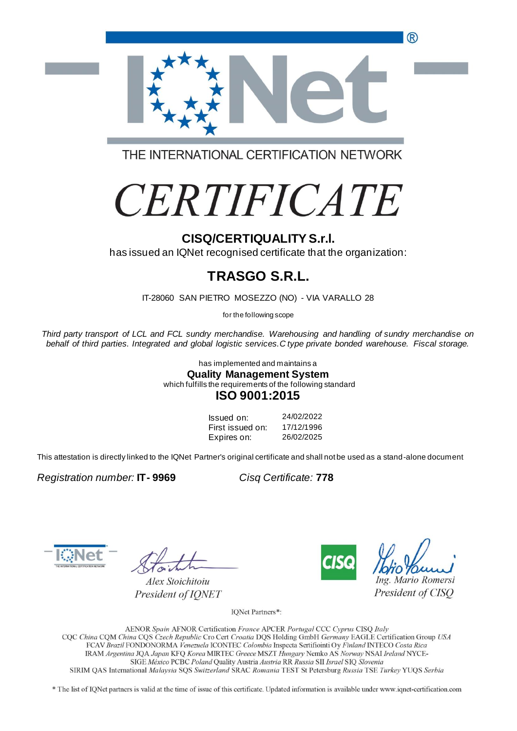THE INTERNATIONAL CERTIFICATION NETWORK

# CERTIFICATE

## CISQ/CERTIQUALITY S.r.l.

has issued an IQNet recognised certificate that the organization:

## TRASGO S.R.L.

IT-28060 SAN PIETRO MOSEZZO (NO) - VIA VARALLO 28

for the following scope

*Third party transport of LCL and FCL sundry merchandise. Warehousing and handling of sundry merchandise on behalf of third parties. Integrated and global logistic services.C type private bonded warehouse. Fiscal storage.*

has implemented and maintains a

**Quality Management System**

which fulfills the requirements of the following standard

**ISO 9001:2015**

| | |
|---|---|
| Issued on: | 24/02/2022 |
| First issued on: | 17/12/1996 |
| Expires on: | 26/02/2025 |

This attestation is directly linked to the IQNet Partner's original certificate and shall not be used as a stand-alone document

*Registration number:* **IT - 9969** *Cisq Certificate:* **778**

Alex Stoichitoiu
*President of IQNET*

Ing. Mario Romersi
*President of CISQ*

IQNet Partners\*:

AENOR *Spain* AFNOR Certification *France* APCER *Portugal* CCC *Cyprus* CISQ *Italy*
CQC *China* CQM *China* CQS *Czech Republic* Cro Cert *Croatia* DQS Holding GmbH *Germany* EAGLE Certification Group *USA*
FCAV *Brazil* FONDONORMA *Venezuela* ICONTEC *Colombia* Inspecta Sertifiointi Oy *Finland* INTECO *Costa Rica*
IRAM *Argentina* JQA *Japan* KFQ *Korea* MIRTEC *Greece* MSZT *Hungary* Nemko AS *Norway* NSAI *Ireland* NYCE-SIGE *México* PCBC *Poland* Quality Austria *Austria* RR *Russia* SII *Israel* SIQ *Slovenia*
SIRIM QAS International *Malaysia* SQS *Switzerland* SRAC *Romania* TEST St Petersburg *Russia* TSE *Turkey* YUQS *Serbia*

\* The list of IQNet partners is valid at the time of issue of this certificate. Updated information is available under www.iqnet-certification.com